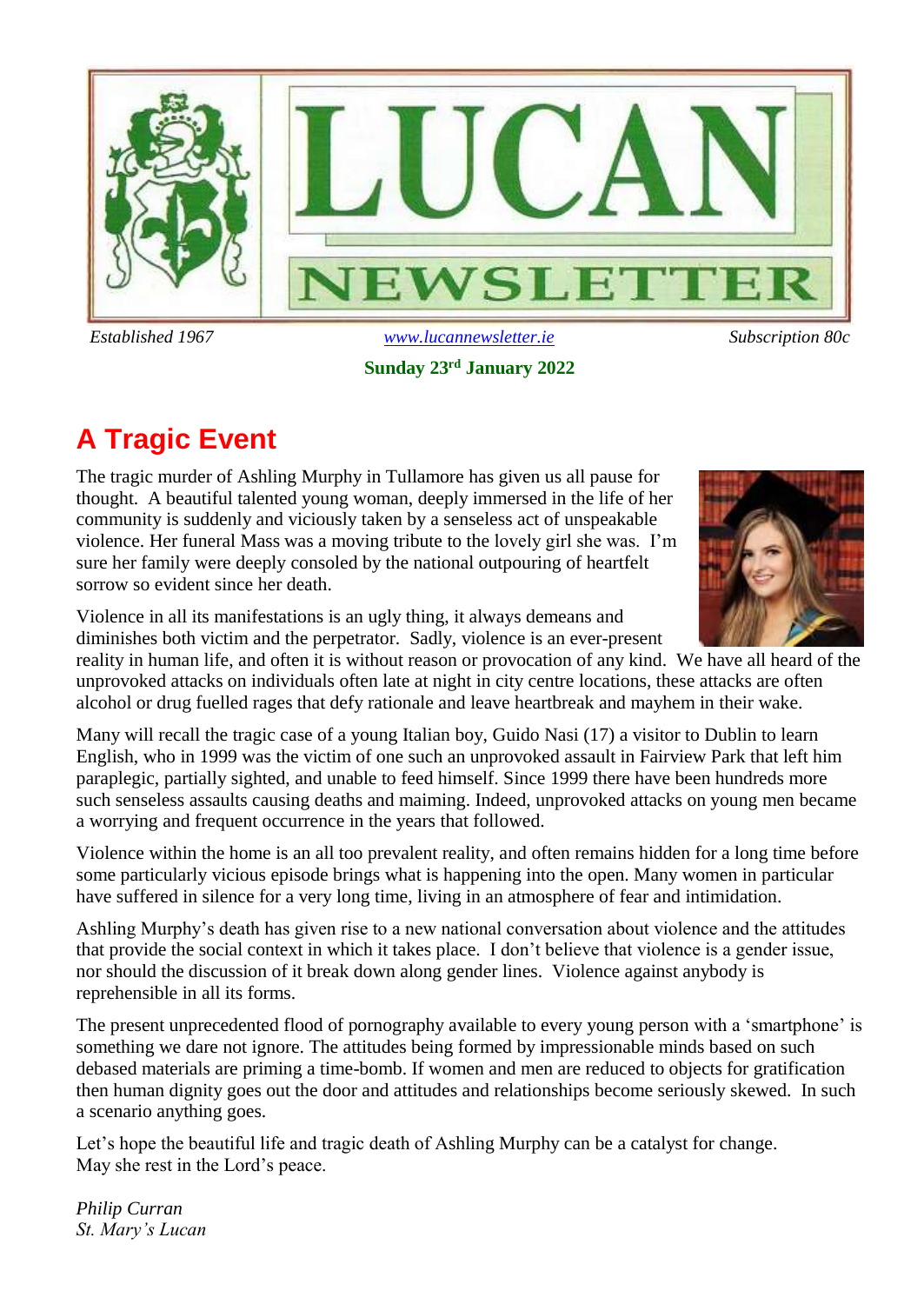# LUCAN NEWSLETTER

*Established 1967* | www.lucannewsletter.ie | *Subscription 80c*

**Sunday 23rd January 2022**

## A Tragic Event

The tragic murder of Ashling Murphy in Tullamore has given us all pause for thought. A beautiful talented young woman, deeply immersed in the life of her community is suddenly and viciously taken by a senseless act of unspeakable violence. Her funeral Mass was a moving tribute to the lovely girl she was. I'm sure her family were deeply consoled by the national outpouring of heartfelt sorrow so evident since her death.

Violence in all its manifestations is an ugly thing, it always demeans and diminishes both victim and the perpetrator. Sadly, violence is an ever-present reality in human life, and often it is without reason or provocation of any kind. We have all heard of the unprovoked attacks on individuals often late at night in city centre locations, these attacks are often alcohol or drug fuelled rages that defy rationale and leave heartbreak and mayhem in their wake.

Many will recall the tragic case of a young Italian boy, Guido Nasi (17) a visitor to Dublin to learn English, who in 1999 was the victim of one such an unprovoked assault in Fairview Park that left him paraplegic, partially sighted, and unable to feed himself. Since 1999 there have been hundreds more such senseless assaults causing deaths and maiming. Indeed, unprovoked attacks on young men became a worrying and frequent occurrence in the years that followed.

Violence within the home is an all too prevalent reality, and often remains hidden for a long time before some particularly vicious episode brings what is happening into the open. Many women in particular have suffered in silence for a very long time, living in an atmosphere of fear and intimidation.

Ashling Murphy's death has given rise to a new national conversation about violence and the attitudes that provide the social context in which it takes place. I don't believe that violence is a gender issue, nor should the discussion of it break down along gender lines. Violence against anybody is reprehensible in all its forms.

The present unprecedented flood of pornography available to every young person with a 'smartphone' is something we dare not ignore. The attitudes being formed by impressionable minds based on such debased materials are priming a time-bomb. If women and men are reduced to objects for gratification then human dignity goes out the door and attitudes and relationships become seriously skewed. In such a scenario anything goes.

Let's hope the beautiful life and tragic death of Ashling Murphy can be a catalyst for change.
May she rest in the Lord's peace.

*Philip Curran*
*St. Mary's Lucan*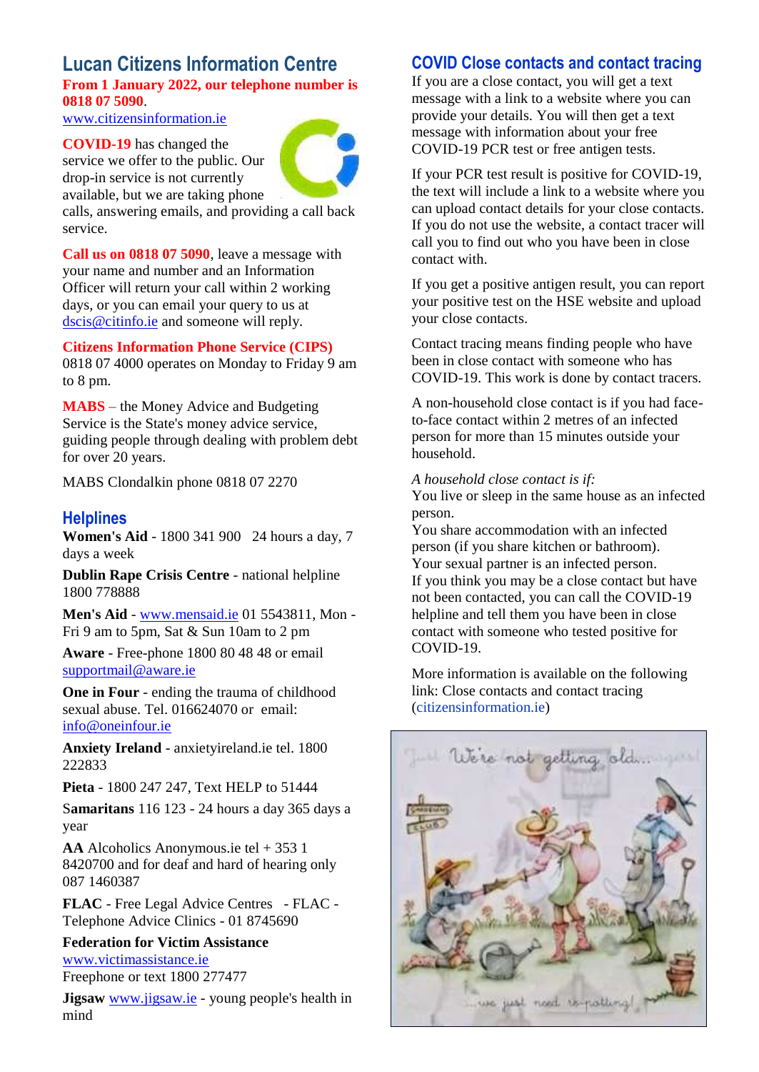## Lucan Citizens Information Centre

**From 1 January 2022, our telephone number is 0818 07 5090**.

www.citizensinformation.ie

**COVID-19** has changed the service we offer to the public. Our drop-in service is not currently available, but we are taking phone calls, answering emails, and providing a call back service.

**Call us on 0818 07 5090**, leave a message with your name and number and an Information Officer will return your call within 2 working days, or you can email your query to us at dscis@citinfo.ie and someone will reply.

**Citizens Information Phone Service (CIPS)**
0818 07 4000 operates on Monday to Friday 9 am to 8 pm.

**MABS** – the Money Advice and Budgeting Service is the State's money advice service, guiding people through dealing with problem debt for over 20 years.

MABS Clondalkin phone 0818 07 2270

## Helplines

**Women's Aid** - 1800 341 900 24 hours a day, 7 days a week

**Dublin Rape Crisis Centre** - national helpline 1800 778888

**Men's Aid** - www.mensaid.ie 01 5543811, Mon - Fri 9 am to 5pm, Sat & Sun 10am to 2 pm

**Aware** - Free-phone 1800 80 48 48 or email supportmail@aware.ie

**One in Four** - ending the trauma of childhood sexual abuse. Tel. 016624070 or email: info@oneinfour.ie

**Anxiety Ireland** - anxietyireland.ie tel. 1800 222833

**Pieta** - 1800 247 247, Text HELP to 51444

**Samaritans** 116 123 - 24 hours a day 365 days a year

**AA** Alcoholics Anonymous.ie tel + 353 1 8420700 and for deaf and hard of hearing only 087 1460387

**FLAC** - Free Legal Advice Centres - FLAC - Telephone Advice Clinics - 01 8745690

**Federation for Victim Assistance**
www.victimassistance.ie
Freephone or text 1800 277477

**Jigsaw** www.jigsaw.ie - young people's health in mind

## COVID Close contacts and contact tracing

If you are a close contact, you will get a text message with a link to a website where you can provide your details. You will then get a text message with information about your free COVID-19 PCR test or free antigen tests.

If your PCR test result is positive for COVID-19, the text will include a link to a website where you can upload contact details for your close contacts. If you do not use the website, a contact tracer will call you to find out who you have been in close contact with.

If you get a positive antigen result, you can report your positive test on the HSE website and upload your close contacts.

Contact tracing means finding people who have been in close contact with someone who has COVID-19. This work is done by contact tracers.

A non-household close contact is if you had face-to-face contact within 2 metres of an infected person for more than 15 minutes outside your household.

*A household close contact is if:*
You live or sleep in the same house as an infected person.
You share accommodation with an infected person (if you share kitchen or bathroom).
Your sexual partner is an infected person.
If you think you may be a close contact but have not been contacted, you can call the COVID-19 helpline and tell them you have been in close contact with someone who tested positive for COVID-19.

More information is available on the following link: Close contacts and contact tracing (citizensinformation.ie)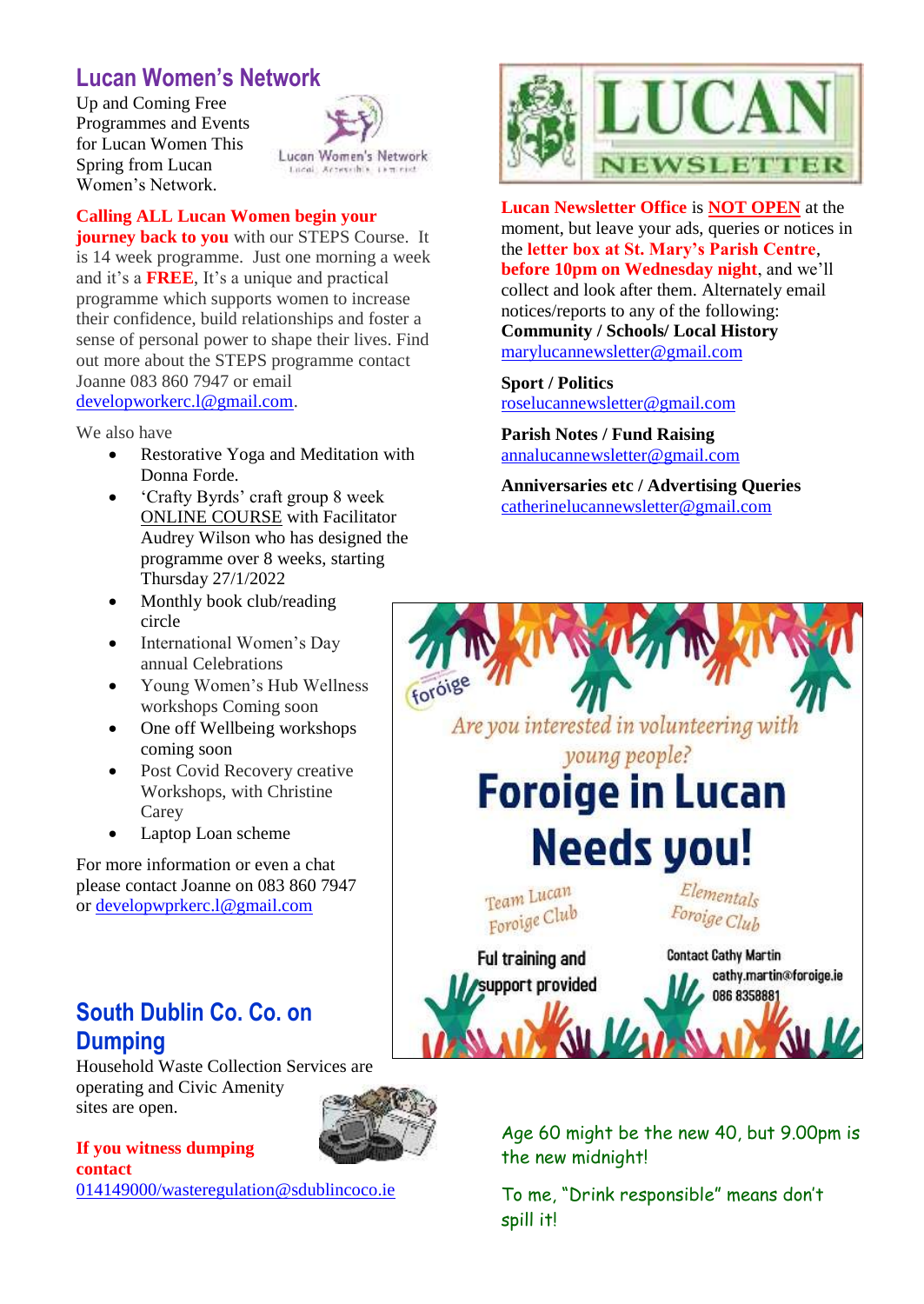## Lucan Women's Network

Up and Coming Free Programmes and Events for Lucan Women This Spring from Lucan Women's Network.

**Calling ALL Lucan Women begin your journey back to you** with our STEPS Course. It is 14 week programme. Just one morning a week and it's a **FREE**, It's a unique and practical programme which supports women to increase their confidence, build relationships and foster a sense of personal power to shape their lives. Find out more about the STEPS programme contact Joanne 083 860 7947 or email developworkerc.l@gmail.com.

We also have

- Restorative Yoga and Meditation with Donna Forde.
- 'Crafty Byrds' craft group 8 week ONLINE COURSE with Facilitator Audrey Wilson who has designed the programme over 8 weeks, starting Thursday 27/1/2022
- Monthly book club/reading circle
- International Women's Day annual Celebrations
- Young Women's Hub Wellness workshops Coming soon
- One off Wellbeing workshops coming soon
- Post Covid Recovery creative Workshops, with Christine Carey
- Laptop Loan scheme

For more information or even a chat please contact Joanne on 083 860 7947 or developwprkerc.l@gmail.com

## South Dublin Co. Co. on Dumping

Household Waste Collection Services are operating and Civic Amenity sites are open.

**If you witness dumping contact**
014149000/wasteregulation@sdublincoco.ie

**Lucan Newsletter Office** is **NOT OPEN** at the moment, but leave your ads, queries or notices in the **letter box at St. Mary's Parish Centre**, **before 10pm on Wednesday night**, and we'll collect and look after them. Alternately email notices/reports to any of the following:

**Community / Schools/ Local History**
marylucannewsletter@gmail.com

**Sport / Politics**
roselucannewsletter@gmail.com

**Parish Notes / Fund Raising**
annalucannewsletter@gmail.com

**Anniversaries etc / Advertising Queries**
catherinelucannewsletter@gmail.com

foróige

*Are you interested in volunteering with young people?*

**Foroige in Lucan Needs you!**

Team Lucan Foroige Club

Elementals Foroige Club

Ful training and support provided

Contact Cathy Martin
cathy.martin@foroige.ie
086 8358881

Age 60 might be the new 40, but 9.00pm is the new midnight!

To me, "Drink responsible" means don't spill it!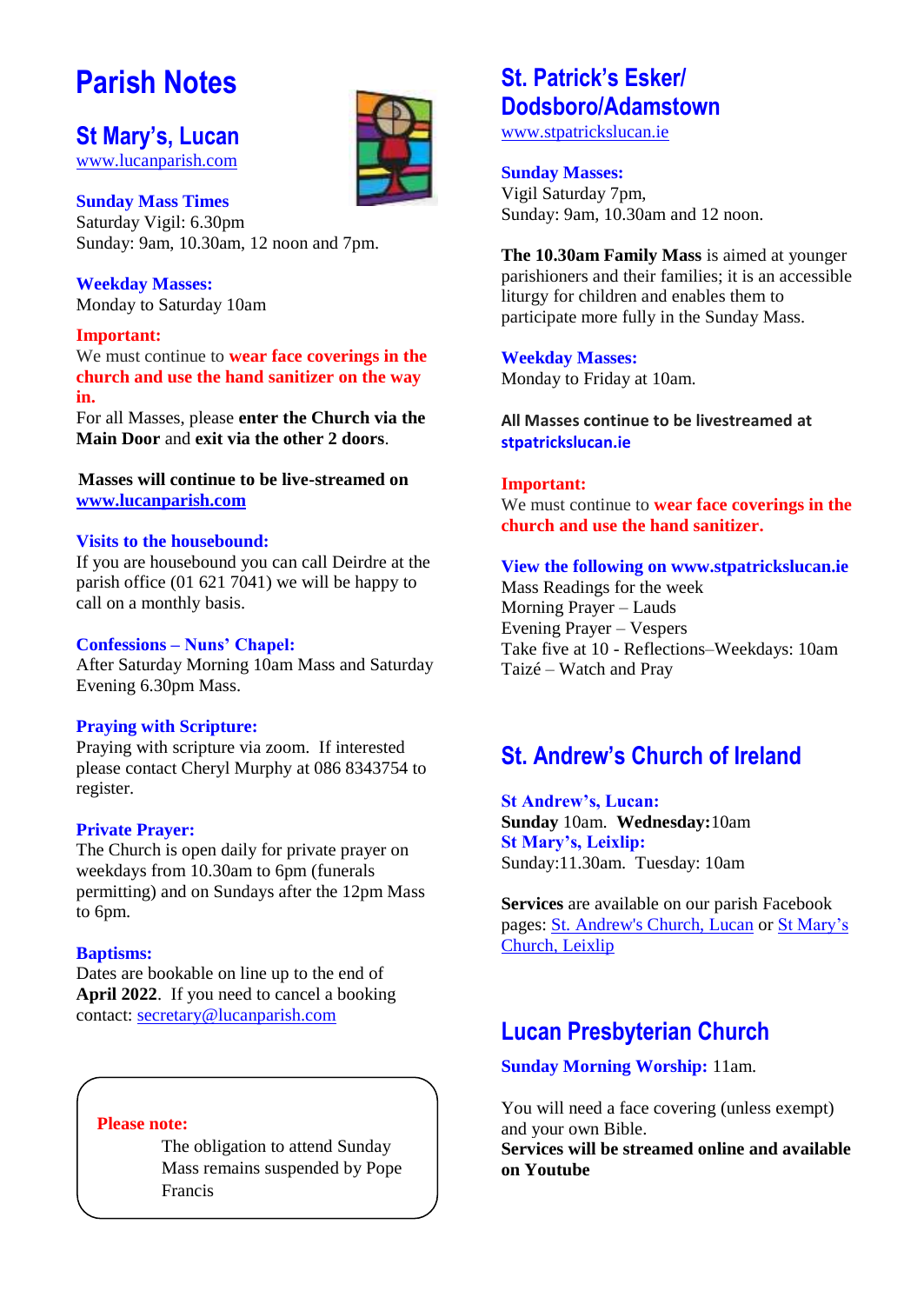# Parish Notes

## St Mary's, Lucan

www.lucanparish.com

### Sunday Mass Times

Saturday Vigil: 6.30pm
Sunday: 9am, 10.30am, 12 noon and 7pm.

### Weekday Masses:

Monday to Saturday 10am

**Important:**
We must continue to **wear face coverings in the church and use the hand sanitizer on the way in.**
For all Masses, please **enter the Church via the Main Door** and **exit via the other 2 doors**.

**Masses will continue to be live-streamed on www.lucanparish.com**

### Visits to the housebound:

If you are housebound you can call Deirdre at the parish office (01 621 7041) we will be happy to call on a monthly basis.

### Confessions – Nuns' Chapel:

After Saturday Morning 10am Mass and Saturday Evening 6.30pm Mass.

### Praying with Scripture:

Praying with scripture via zoom. If interested please contact Cheryl Murphy at 086 8343754 to register.

### Private Prayer:

The Church is open daily for private prayer on weekdays from 10.30am to 6pm (funerals permitting) and on Sundays after the 12pm Mass to 6pm.

### Baptisms:

Dates are bookable on line up to the end of **April 2022**. If you need to cancel a booking contact: secretary@lucanparish.com

**Please note:**
The obligation to attend Sunday Mass remains suspended by Pope Francis

## St. Patrick's Esker/ Dodsboro/Adamstown

www.stpatrickslucan.ie

### Sunday Masses:

Vigil Saturday 7pm,
Sunday: 9am, 10.30am and 12 noon.

**The 10.30am Family Mass** is aimed at younger parishioners and their families; it is an accessible liturgy for children and enables them to participate more fully in the Sunday Mass.

### Weekday Masses:

Monday to Friday at 10am.

**All Masses continue to be livestreamed at stpatrickslucan.ie**

**Important:**
We must continue to **wear face coverings in the church and use the hand sanitizer.**

### View the following on www.stpatrickslucan.ie

Mass Readings for the week
Morning Prayer – Lauds
Evening Prayer – Vespers
Take five at 10 - Reflections–Weekdays: 10am
Taizé – Watch and Pray

## St. Andrew's Church of Ireland

### St Andrew's, Lucan:

**Sunday** 10am. **Wednesday:**10am

### St Mary's, Leixlip:

Sunday:11.30am. Tuesday: 10am

**Services** are available on our parish Facebook pages: St. Andrew's Church, Lucan or St Mary's Church, Leixlip

## Lucan Presbyterian Church

**Sunday Morning Worship:** 11am.

You will need a face covering (unless exempt) and your own Bible.
**Services will be streamed online and available on Youtube**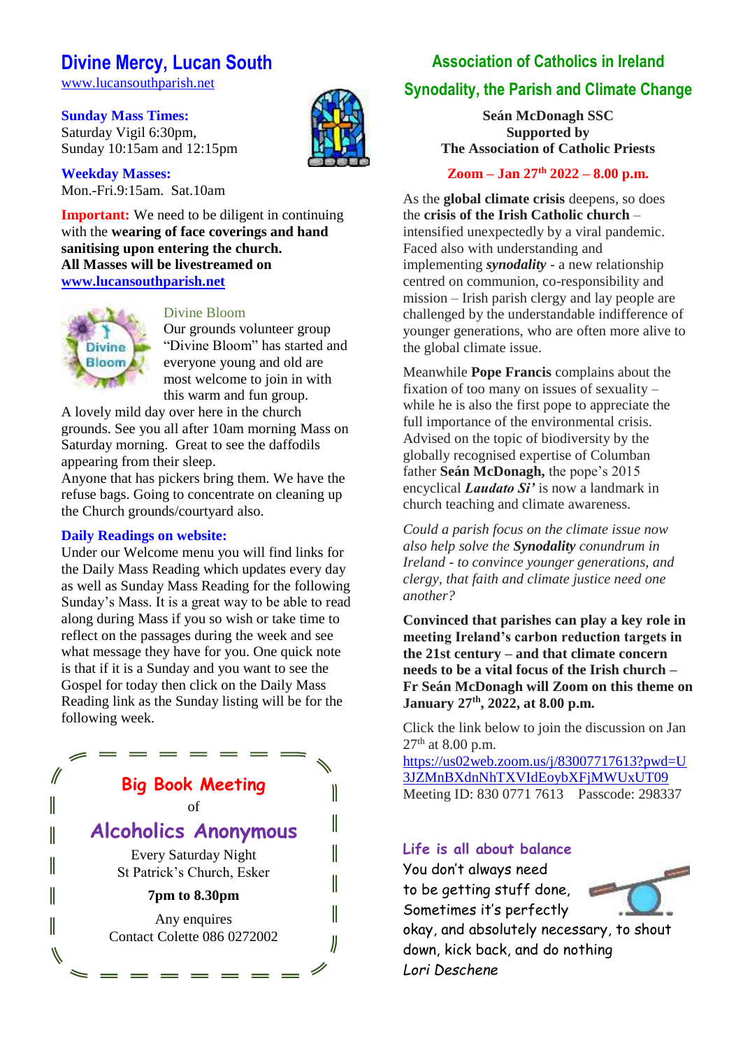# Divine Mercy, Lucan South

www.lucansouthparish.net

**Sunday Mass Times:**
Saturday Vigil 6:30pm,
Sunday 10:15am and 12:15pm

**Weekday Masses:**
Mon.-Fri.9:15am. Sat.10am

**Important:** We need to be diligent in continuing with the **wearing of face coverings and hand sanitising upon entering the church.**
**All Masses will be livestreamed on www.lucansouthparish.net**

### Divine Bloom

Our grounds volunteer group "Divine Bloom" has started and everyone young and old are most welcome to join in with this warm and fun group.
A lovely mild day over here in the church grounds. See you all after 10am morning Mass on Saturday morning. Great to see the daffodils appearing from their sleep.
Anyone that has pickers bring them. We have the refuse bags. Going to concentrate on cleaning up the Church grounds/courtyard also.

**Daily Readings on website:**
Under our Welcome menu you will find links for the Daily Mass Reading which updates every day as well as Sunday Mass Reading for the following Sunday's Mass. It is a great way to be able to read along during Mass if you so wish or take time to reflect on the passages during the week and see what message they have for you. One quick note is that if it is a Sunday and you want to see the Gospel for today then click on the Daily Mass Reading link as the Sunday listing will be for the following week.

**Big Book Meeting**
of
**Alcoholics Anonymous**
Every Saturday Night
St Patrick's Church, Esker
**7pm to 8.30pm**
Any enquires
Contact Colette 086 0272002

## Association of Catholics in Ireland

## Synodality, the Parish and Climate Change

**Seán McDonagh SSC**
**Supported by**
**The Association of Catholic Priests**

**Zoom – Jan 27th 2022 – 8.00 p.m.**

As the **global climate crisis** deepens, so does the **crisis of the Irish Catholic church** – intensified unexpectedly by a viral pandemic. Faced also with understanding and implementing ***synodality*** - a new relationship centred on communion, co-responsibility and mission – Irish parish clergy and lay people are challenged by the understandable indifference of younger generations, who are often more alive to the global climate issue.

Meanwhile **Pope Francis** complains about the fixation of too many on issues of sexuality – while he is also the first pope to appreciate the full importance of the environmental crisis. Advised on the topic of biodiversity by the globally recognised expertise of Columban father **Seán McDonagh,** the pope's 2015 encyclical ***Laudato Si'*** is now a landmark in church teaching and climate awareness.

*Could a parish focus on the climate issue now also help solve the **Synodality** conundrum in Ireland - to convince younger generations, and clergy, that faith and climate justice need one another?*

**Convinced that parishes can play a key role in meeting Ireland's carbon reduction targets in the 21st century – and that climate concern needs to be a vital focus of the Irish church – Fr Seán McDonagh will Zoom on this theme on January 27th, 2022, at 8.00 p.m.**

Click the link below to join the discussion on Jan 27th at 8.00 p.m.
https://us02web.zoom.us/j/83007717613?pwd=U3JZMnBXdnNhTXVIdEoybXFjMWUxUT09
Meeting ID: 830 0771 7613 Passcode: 298337

**Life is all about balance**
You don't always need to be getting stuff done, Sometimes it's perfectly okay, and absolutely necessary, to shout down, kick back, and do nothing
*Lori Deschene*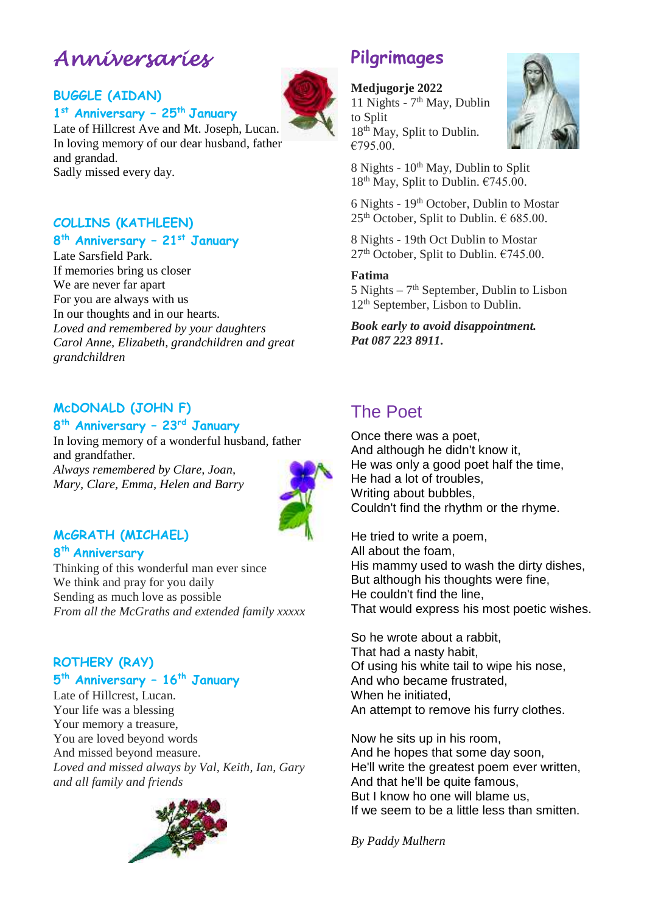# Anniversaries

### BUGGLE (AIDAN)

### 1st Anniversary – 25th January

Late of Hillcrest Ave and Mt. Joseph, Lucan.
In loving memory of our dear husband, father and grandad.
Sadly missed every day.

### COLLINS (KATHLEEN)

### 8th Anniversary – 21st January

Late Sarsfield Park.
If memories bring us closer
We are never far apart
For you are always with us
In our thoughts and in our hearts.
*Loved and remembered by your daughters Carol Anne, Elizabeth, grandchildren and great grandchildren*

### McDONALD (JOHN F)

### 8th Anniversary – 23rd January

In loving memory of a wonderful husband, father and grandfather.
*Always remembered by Clare, Joan, Mary, Clare, Emma, Helen and Barry*

### McGRATH (MICHAEL)

### 8th Anniversary

Thinking of this wonderful man ever since
We think and pray for you daily
Sending as much love as possible
*From all the McGraths and extended family xxxxx*

### ROTHERY (RAY)

### 5th Anniversary – 16th January

Late of Hillcrest, Lucan.
Your life was a blessing
Your memory a treasure,
You are loved beyond words
And missed beyond measure.
*Loved and missed always by Val, Keith, Ian, Gary and all family and friends*

# Pilgrimages

**Medjugorje 2022**
11 Nights - 7th May, Dublin to Split
18th May, Split to Dublin. €795.00.

8 Nights - 10th May, Dublin to Split
18th May, Split to Dublin. €745.00.

6 Nights - 19th October, Dublin to Mostar
25th October, Split to Dublin. € 685.00.

8 Nights - 19th Oct Dublin to Mostar
27th October, Split to Dublin. €745.00.

**Fatima**
5 Nights – 7th September, Dublin to Lisbon
12th September, Lisbon to Dublin.

***Book early to avoid disappointment. Pat 087 223 8911.***

# The Poet

Once there was a poet,
And although he didn't know it,
He was only a good poet half the time,
He had a lot of troubles,
Writing about bubbles,
Couldn't find the rhythm or the rhyme.

He tried to write a poem,
All about the foam,
His mammy used to wash the dirty dishes,
But although his thoughts were fine,
He couldn't find the line,
That would express his most poetic wishes.

So he wrote about a rabbit,
That had a nasty habit,
Of using his white tail to wipe his nose,
And who became frustrated,
When he initiated,
An attempt to remove his furry clothes.

Now he sits up in his room,
And he hopes that some day soon,
He'll write the greatest poem ever written,
And that he'll be quite famous,
But I know ho one will blame us,
If we seem to be a little less than smitten.

*By Paddy Mulhern*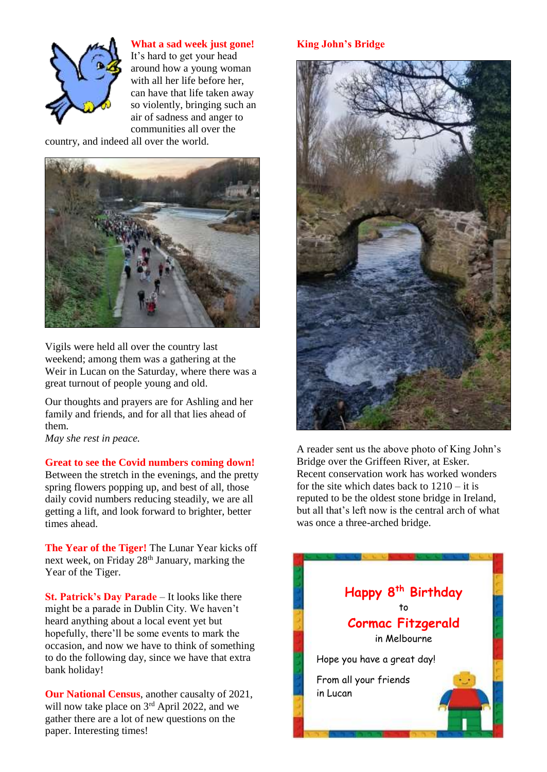**What a sad week just gone!** It's hard to get your head around how a young woman with all her life before her, can have that life taken away so violently, bringing such an air of sadness and anger to communities all over the country, and indeed all over the world.

Vigils were held all over the country last weekend; among them was a gathering at the Weir in Lucan on the Saturday, where there was a great turnout of people young and old.

Our thoughts and prayers are for Ashling and her family and friends, and for all that lies ahead of them.

*May she rest in peace.*

**Great to see the Covid numbers coming down!** Between the stretch in the evenings, and the pretty spring flowers popping up, and best of all, those daily covid numbers reducing steadily, we are all getting a lift, and look forward to brighter, better times ahead.

**The Year of the Tiger!** The Lunar Year kicks off next week, on Friday 28th January, marking the Year of the Tiger.

**St. Patrick's Day Parade** – It looks like there might be a parade in Dublin City. We haven't heard anything about a local event yet but hopefully, there'll be some events to mark the occasion, and now we have to think of something to do the following day, since we have that extra bank holiday!

**Our National Census**, another causalty of 2021, will now take place on 3rd April 2022, and we gather there are a lot of new questions on the paper. Interesting times!

**King John's Bridge**

A reader sent us the above photo of King John's Bridge over the Griffeen River, at Esker. Recent conservation work has worked wonders for the site which dates back to 1210 – it is reputed to be the oldest stone bridge in Ireland, but all that's left now is the central arch of what was once a three-arched bridge.

**Happy 8th Birthday**

to

**Cormac Fitzgerald**

in Melbourne

Hope you have a great day!

From all your friends in Lucan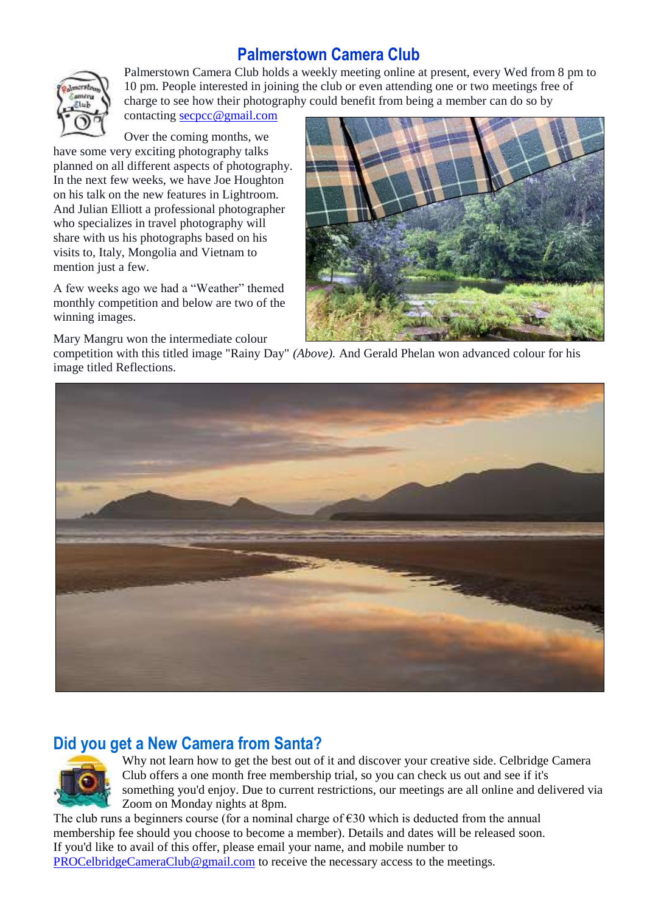## Palmerstown Camera Club

Palmerstown Camera Club holds a weekly meeting online at present, every Wed from 8 pm to 10 pm. People interested in joining the club or even attending one or two meetings free of charge to see how their photography could benefit from being a member can do so by contacting secpcc@gmail.com

Over the coming months, we have some very exciting photography talks planned on all different aspects of photography. In the next few weeks, we have Joe Houghton on his talk on the new features in Lightroom. And Julian Elliott a professional photographer who specializes in travel photography will share with us his photographs based on his visits to, Italy, Mongolia and Vietnam to mention just a few.

A few weeks ago we had a "Weather" themed monthly competition and below are two of the winning images.

Mary Mangru won the intermediate colour competition with this titled image "Rainy Day" *(Above).* And Gerald Phelan won advanced colour for his image titled Reflections.

## Did you get a New Camera from Santa?

Why not learn how to get the best out of it and discover your creative side. Celbridge Camera Club offers a one month free membership trial, so you can check us out and see if it's something you'd enjoy. Due to current restrictions, our meetings are all online and delivered via Zoom on Monday nights at 8pm.

The club runs a beginners course (for a nominal charge of €30 which is deducted from the annual membership fee should you choose to become a member). Details and dates will be released soon.
If you'd like to avail of this offer, please email your name, and mobile number to PROCelbridgeCameraClub@gmail.com to receive the necessary access to the meetings.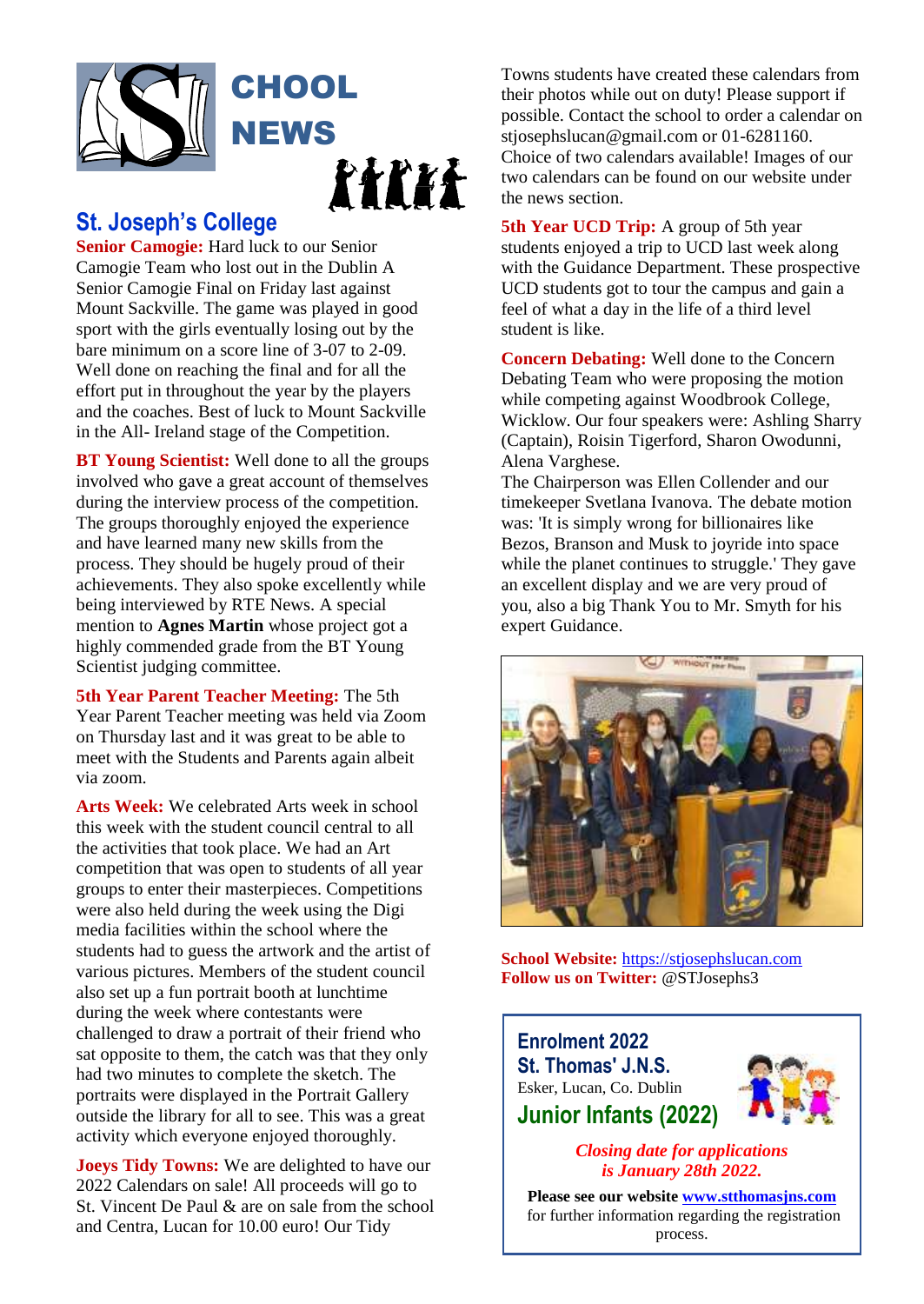# SCHOOL NEWS

## St. Joseph's College

**Senior Camogie:** Hard luck to our Senior Camogie Team who lost out in the Dublin A Senior Camogie Final on Friday last against Mount Sackville. The game was played in good sport with the girls eventually losing out by the bare minimum on a score line of 3-07 to 2-09. Well done on reaching the final and for all the effort put in throughout the year by the players and the coaches. Best of luck to Mount Sackville in the All- Ireland stage of the Competition.

**BT Young Scientist:** Well done to all the groups involved who gave a great account of themselves during the interview process of the competition. The groups thoroughly enjoyed the experience and have learned many new skills from the process. They should be hugely proud of their achievements. They also spoke excellently while being interviewed by RTE News. A special mention to **Agnes Martin** whose project got a highly commended grade from the BT Young Scientist judging committee.

**5th Year Parent Teacher Meeting:** The 5th Year Parent Teacher meeting was held via Zoom on Thursday last and it was great to be able to meet with the Students and Parents again albeit via zoom.

**Arts Week:** We celebrated Arts week in school this week with the student council central to all the activities that took place. We had an Art competition that was open to students of all year groups to enter their masterpieces. Competitions were also held during the week using the Digi media facilities within the school where the students had to guess the artwork and the artist of various pictures. Members of the student council also set up a fun portrait booth at lunchtime during the week where contestants were challenged to draw a portrait of their friend who sat opposite to them, the catch was that they only had two minutes to complete the sketch. The portraits were displayed in the Portrait Gallery outside the library for all to see. This was a great activity which everyone enjoyed thoroughly.

**Joeys Tidy Towns:** We are delighted to have our 2022 Calendars on sale! All proceeds will go to St. Vincent De Paul & are on sale from the school and Centra, Lucan for 10.00 euro! Our Tidy Towns students have created these calendars from their photos while out on duty! Please support if possible. Contact the school to order a calendar on stjosephslucan@gmail.com or 01-6281160. Choice of two calendars available! Images of our two calendars can be found on our website under the news section.

**5th Year UCD Trip:** A group of 5th year students enjoyed a trip to UCD last week along with the Guidance Department. These prospective UCD students got to tour the campus and gain a feel of what a day in the life of a third level student is like.

**Concern Debating:** Well done to the Concern Debating Team who were proposing the motion while competing against Woodbrook College, Wicklow. Our four speakers were: Ashling Sharry (Captain), Roisin Tigerford, Sharon Owodunni, Alena Varghese.

The Chairperson was Ellen Collender and our timekeeper Svetlana Ivanova. The debate motion was: 'It is simply wrong for billionaires like Bezos, Branson and Musk to joyride into space while the planet continues to struggle.' They gave an excellent display and we are very proud of you, also a big Thank You to Mr. Smyth for his expert Guidance.

**School Website:** https://stjosephslucan.com
**Follow us on Twitter:** @STJosephs3

---

**Enrolment 2022**
**St. Thomas' J.N.S.**
Esker, Lucan, Co. Dublin
**Junior Infants (2022)**

*Closing date for applications is January 28th 2022.*

**Please see our website www.stthomasjns.com** for further information regarding the registration process.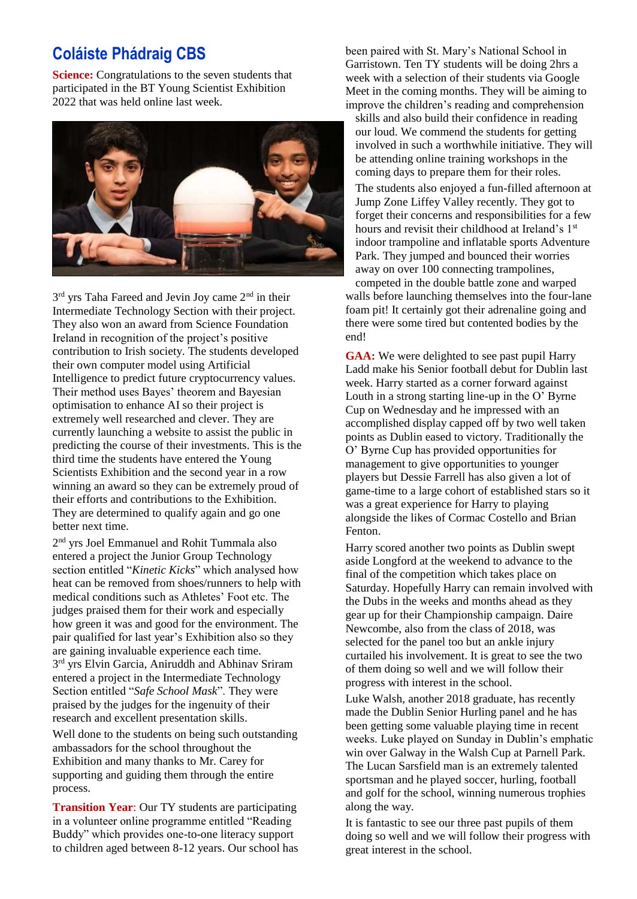## Coláiste Phádraig CBS

**Science:** Congratulations to the seven students that participated in the BT Young Scientist Exhibition 2022 that was held online last week.

3rd yrs Taha Fareed and Jevin Joy came 2nd in their Intermediate Technology Section with their project. They also won an award from Science Foundation Ireland in recognition of the project's positive contribution to Irish society. The students developed their own computer model using Artificial Intelligence to predict future cryptocurrency values. Their method uses Bayes' theorem and Bayesian optimisation to enhance AI so their project is extremely well researched and clever. They are currently launching a website to assist the public in predicting the course of their investments. This is the third time the students have entered the Young Scientists Exhibition and the second year in a row winning an award so they can be extremely proud of their efforts and contributions to the Exhibition. They are determined to qualify again and go one better next time.

2nd yrs Joel Emmanuel and Rohit Tummala also entered a project the Junior Group Technology section entitled "*Kinetic Kicks*" which analysed how heat can be removed from shoes/runners to help with medical conditions such as Athletes' Foot etc. The judges praised them for their work and especially how green it was and good for the environment. The pair qualified for last year's Exhibition also so they are gaining invaluable experience each time.
3rd yrs Elvin Garcia, Aniruddh and Abhinav Sriram entered a project in the Intermediate Technology Section entitled "*Safe School Mask*". They were praised by the judges for the ingenuity of their research and excellent presentation skills.

Well done to the students on being such outstanding ambassadors for the school throughout the Exhibition and many thanks to Mr. Carey for supporting and guiding them through the entire process.

**Transition Year**: Our TY students are participating in a volunteer online programme entitled "Reading Buddy" which provides one-to-one literacy support to children aged between 8-12 years. Our school has been paired with St. Mary's National School in Garristown. Ten TY students will be doing 2hrs a week with a selection of their students via Google Meet in the coming months. They will be aiming to improve the children's reading and comprehension skills and also build their confidence in reading our loud. We commend the students for getting involved in such a worthwhile initiative. They will be attending online training workshops in the coming days to prepare them for their roles.

The students also enjoyed a fun-filled afternoon at Jump Zone Liffey Valley recently. They got to forget their concerns and responsibilities for a few hours and revisit their childhood at Ireland's 1st indoor trampoline and inflatable sports Adventure Park. They jumped and bounced their worries away on over 100 connecting trampolines, competed in the double battle zone and warped walls before launching themselves into the four-lane foam pit! It certainly got their adrenaline going and there were some tired but contented bodies by the end!

**GAA:** We were delighted to see past pupil Harry Ladd make his Senior football debut for Dublin last week. Harry started as a corner forward against Louth in a strong starting line-up in the O' Byrne Cup on Wednesday and he impressed with an accomplished display capped off by two well taken points as Dublin eased to victory. Traditionally the O' Byrne Cup has provided opportunities for management to give opportunities to younger players but Dessie Farrell has also given a lot of game-time to a large cohort of established stars so it was a great experience for Harry to playing alongside the likes of Cormac Costello and Brian Fenton.

Harry scored another two points as Dublin swept aside Longford at the weekend to advance to the final of the competition which takes place on Saturday. Hopefully Harry can remain involved with the Dubs in the weeks and months ahead as they gear up for their Championship campaign. Daire Newcombe, also from the class of 2018, was selected for the panel too but an ankle injury curtailed his involvement. It is great to see the two of them doing so well and we will follow their progress with interest in the school.

Luke Walsh, another 2018 graduate, has recently made the Dublin Senior Hurling panel and he has been getting some valuable playing time in recent weeks. Luke played on Sunday in Dublin's emphatic win over Galway in the Walsh Cup at Parnell Park. The Lucan Sarsfield man is an extremely talented sportsman and he played soccer, hurling, football and golf for the school, winning numerous trophies along the way.

It is fantastic to see our three past pupils of them doing so well and we will follow their progress with great interest in the school.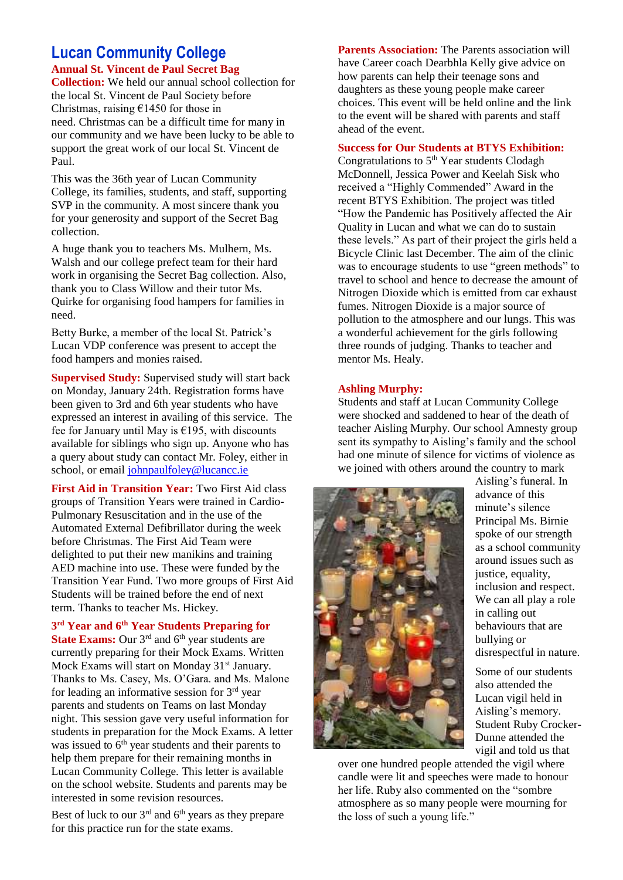# Lucan Community College

**Annual St. Vincent de Paul Secret Bag Collection:** We held our annual school collection for the local St. Vincent de Paul Society before Christmas, raising €1450 for those in need. Christmas can be a difficult time for many in our community and we have been lucky to be able to support the great work of our local St. Vincent de Paul.

This was the 36th year of Lucan Community College, its families, students, and staff, supporting SVP in the community. A most sincere thank you for your generosity and support of the Secret Bag collection.

A huge thank you to teachers Ms. Mulhern, Ms. Walsh and our college prefect team for their hard work in organising the Secret Bag collection. Also, thank you to Class Willow and their tutor Ms. Quirke for organising food hampers for families in need.

Betty Burke, a member of the local St. Patrick's Lucan VDP conference was present to accept the food hampers and monies raised.

**Supervised Study:** Supervised study will start back on Monday, January 24th. Registration forms have been given to 3rd and 6th year students who have expressed an interest in availing of this service. The fee for January until May is €195, with discounts available for siblings who sign up. Anyone who has a query about study can contact Mr. Foley, either in school, or email johnpaulfoley@lucancc.ie

**First Aid in Transition Year:** Two First Aid class groups of Transition Years were trained in Cardio-Pulmonary Resuscitation and in the use of the Automated External Defibrillator during the week before Christmas. The First Aid Team were delighted to put their new manikins and training AED machine into use. These were funded by the Transition Year Fund. Two more groups of First Aid Students will be trained before the end of next term. Thanks to teacher Ms. Hickey.

**3rd Year and 6th Year Students Preparing for State Exams:** Our 3rd and 6th year students are currently preparing for their Mock Exams. Written Mock Exams will start on Monday 31st January. Thanks to Ms. Casey, Ms. O'Gara. and Ms. Malone for leading an informative session for 3rd year parents and students on Teams on last Monday night. This session gave very useful information for students in preparation for the Mock Exams. A letter was issued to 6th year students and their parents to help them prepare for their remaining months in Lucan Community College. This letter is available on the school website. Students and parents may be interested in some revision resources.

Best of luck to our 3rd and 6th years as they prepare for this practice run for the state exams.

**Parents Association:** The Parents association will have Career coach Dearbhla Kelly give advice on how parents can help their teenage sons and daughters as these young people make career choices. This event will be held online and the link to the event will be shared with parents and staff ahead of the event.

**Success for Our Students at BTYS Exhibition:** Congratulations to 5th Year students Clodagh McDonnell, Jessica Power and Keelah Sisk who received a "Highly Commended" Award in the recent BTYS Exhibition. The project was titled "How the Pandemic has Positively affected the Air Quality in Lucan and what we can do to sustain these levels." As part of their project the girls held a Bicycle Clinic last December. The aim of the clinic was to encourage students to use "green methods" to travel to school and hence to decrease the amount of Nitrogen Dioxide which is emitted from car exhaust fumes. Nitrogen Dioxide is a major source of pollution to the atmosphere and our lungs. This was a wonderful achievement for the girls following three rounds of judging. Thanks to teacher and mentor Ms. Healy.

**Ashling Murphy:**
Students and staff at Lucan Community College were shocked and saddened to hear of the death of teacher Aisling Murphy. Our school Amnesty group sent its sympathy to Aisling's family and the school had one minute of silence for victims of violence as we joined with others around the country to mark Aisling's funeral. In advance of this minute's silence Principal Ms. Birnie spoke of our strength as a school community around issues such as justice, equality, inclusion and respect. We can all play a role in calling out behaviours that are bullying or disrespectful in nature.

Some of our students also attended the Lucan vigil held in Aisling's memory. Student Ruby Crocker-Dunne attended the vigil and told us that over one hundred people attended the vigil where candle were lit and speeches were made to honour her life. Ruby also commented on the "sombre atmosphere as so many people were mourning for the loss of such a young life."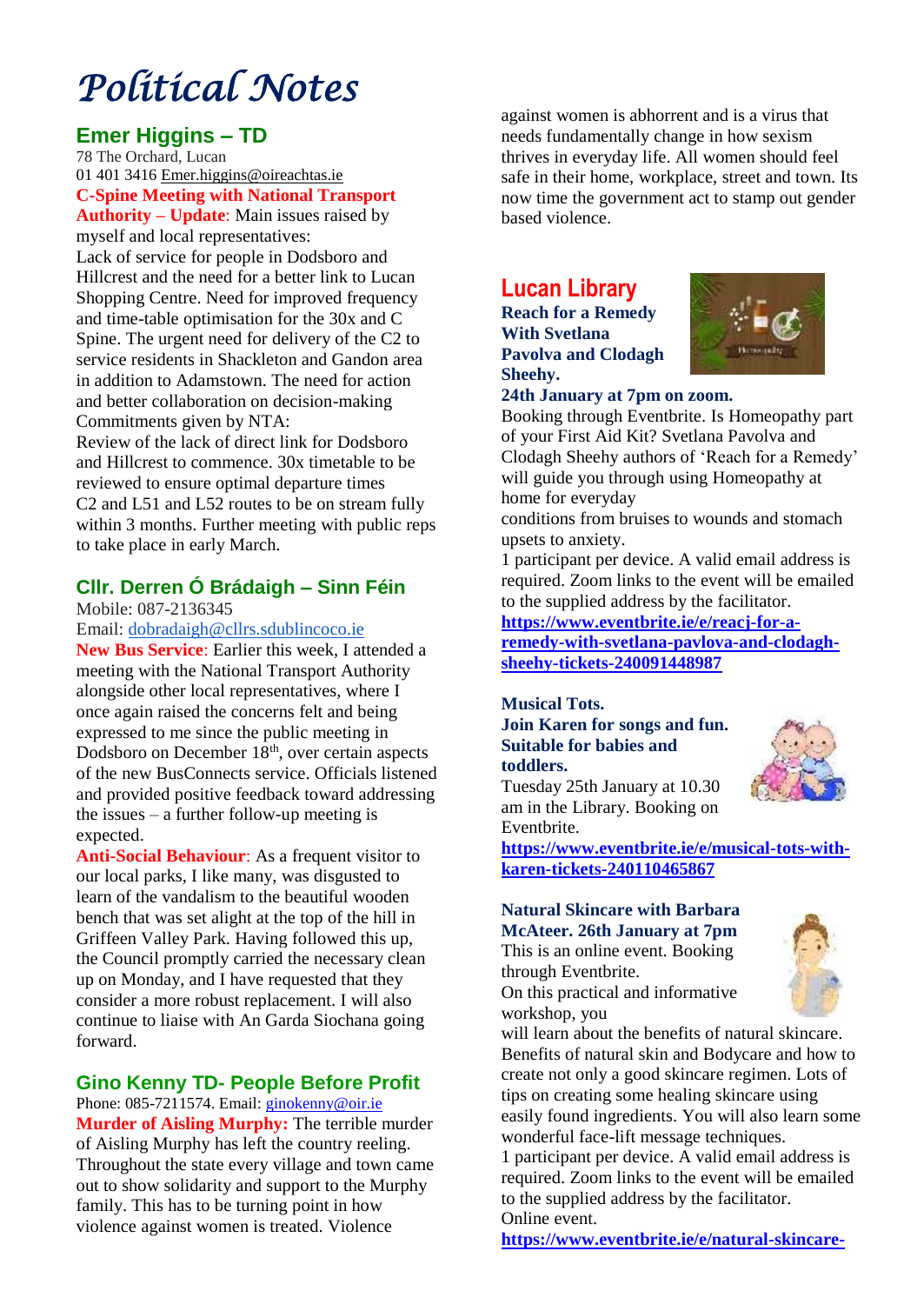# Political Notes

## Emer Higgins – TD

78 The Orchard, Lucan
01 401 3416 Emer.higgins@oireachtas.ie

**C-Spine Meeting with National Transport Authority – Update**: Main issues raised by myself and local representatives:
Lack of service for people in Dodsboro and Hillcrest and the need for a better link to Lucan Shopping Centre. Need for improved frequency and time-table optimisation for the 30x and C Spine. The urgent need for delivery of the C2 to service residents in Shackleton and Gandon area in addition to Adamstown. The need for action and better collaboration on decision-making
Commitments given by NTA:
Review of the lack of direct link for Dodsboro and Hillcrest to commence. 30x timetable to be reviewed to ensure optimal departure times
C2 and L51 and L52 routes to be on stream fully within 3 months. Further meeting with public reps to take place in early March.

## Cllr. Derren Ó Brádaigh – Sinn Féin

Mobile: 087-2136345
Email: dobradaigh@cllrs.sdublincoco.ie

**New Bus Service**: Earlier this week, I attended a meeting with the National Transport Authority alongside other local representatives, where I once again raised the concerns felt and being expressed to me since the public meeting in Dodsboro on December 18th, over certain aspects of the new BusConnects service. Officials listened and provided positive feedback toward addressing the issues – a further follow-up meeting is expected.

**Anti-Social Behaviour**: As a frequent visitor to our local parks, I like many, was disgusted to learn of the vandalism to the beautiful wooden bench that was set alight at the top of the hill in Griffeen Valley Park. Having followed this up, the Council promptly carried the necessary clean up on Monday, and I have requested that they consider a more robust replacement. I will also continue to liaise with An Garda Siochana going forward.

## Gino Kenny TD- People Before Profit

Phone: 085-7211574. Email: ginokenny@oir.ie

**Murder of Aisling Murphy:** The terrible murder of Aisling Murphy has left the country reeling. Throughout the state every village and town came out to show solidarity and support to the Murphy family. This has to be turning point in how violence against women is treated. Violence against women is abhorrent and is a virus that needs fundamentally change in how sexism thrives in everyday life. All women should feel safe in their home, workplace, street and town. Its now time the government act to stamp out gender based violence.

## Lucan Library

**Reach for a Remedy With Svetlana Pavolva and Clodagh Sheehy.**
**24th January at 7pm on zoom.**

Booking through Eventbrite. Is Homeopathy part of your First Aid Kit? Svetlana Pavolva and Clodagh Sheehy authors of 'Reach for a Remedy' will guide you through using Homeopathy at home for everyday
conditions from bruises to wounds and stomach upsets to anxiety.
1 participant per device. A valid email address is required. Zoom links to the event will be emailed to the supplied address by the facilitator.
**https://www.eventbrite.ie/e/reacj-for-a-remedy-with-svetlana-pavlova-and-clodagh-sheehy-tickets-240091448987**

**Musical Tots.**
**Join Karen for songs and fun. Suitable for babies and toddlers.**

Tuesday 25th January at 10.30 am in the Library. Booking on Eventbrite.
**https://www.eventbrite.ie/e/musical-tots-with-karen-tickets-240110465867**

**Natural Skincare with Barbara McAteer. 26th January at 7pm**

This is an online event. Booking through Eventbrite.
On this practical and informative workshop, you will learn about the benefits of natural skincare. Benefits of natural skin and Bodycare and how to create not only a good skincare regimen. Lots of tips on creating some healing skincare using easily found ingredients. You will also learn some wonderful face-lift message techniques.
1 participant per device. A valid email address is required. Zoom links to the event will be emailed to the supplied address by the facilitator.
Online event.
**https://www.eventbrite.ie/e/natural-skincare-**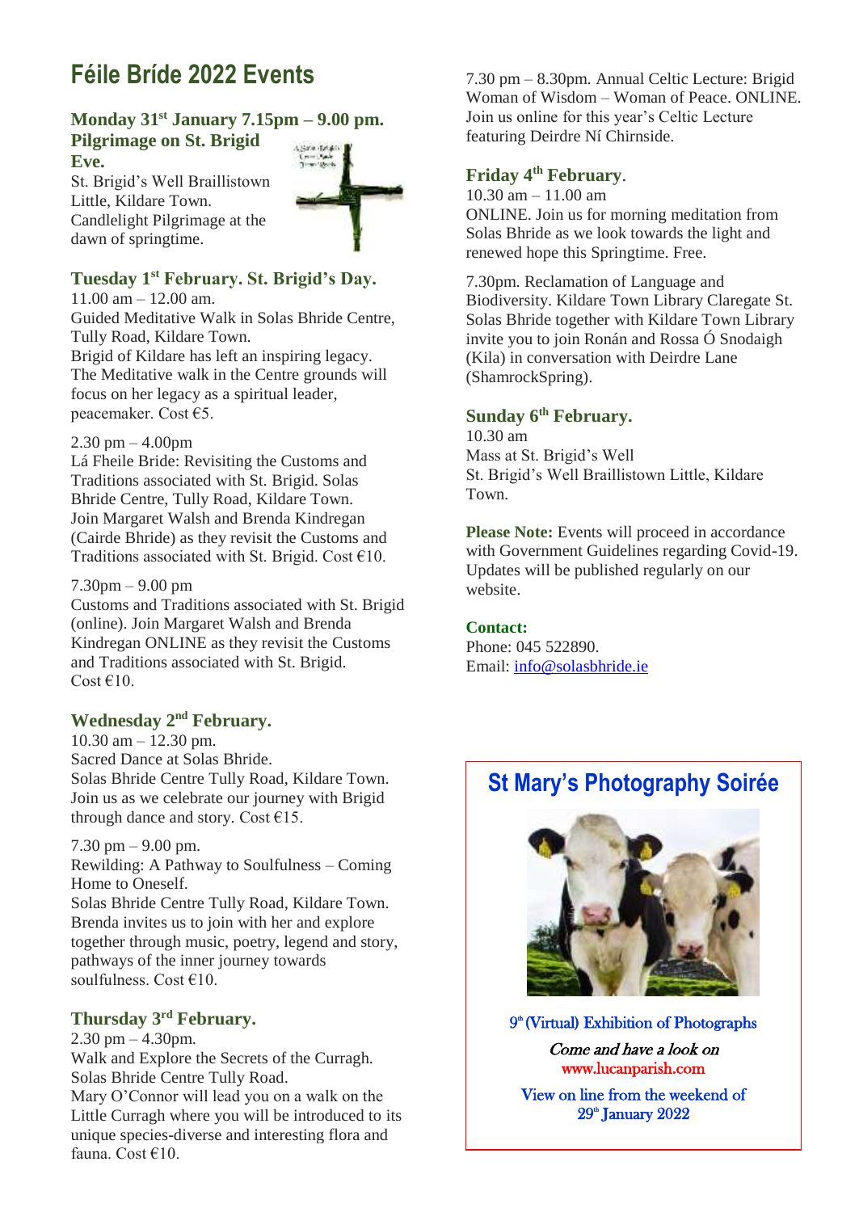# Féile Bríde 2022 Events

### Monday 31st January 7.15pm – 9.00 pm. Pilgrimage on St. Brigid Eve.

St. Brigid's Well Braillistown Little, Kildare Town.
Candlelight Pilgrimage at the dawn of springtime.

### Tuesday 1st February. St. Brigid's Day.

11.00 am – 12.00 am.
Guided Meditative Walk in Solas Bhride Centre, Tully Road, Kildare Town.
Brigid of Kildare has left an inspiring legacy. The Meditative walk in the Centre grounds will focus on her legacy as a spiritual leader, peacemaker. Cost €5.

2.30 pm – 4.00pm
Lá Fheile Bride: Revisiting the Customs and Traditions associated with St. Brigid. Solas Bhride Centre, Tully Road, Kildare Town.
Join Margaret Walsh and Brenda Kindregan (Cairde Bhride) as they revisit the Customs and Traditions associated with St. Brigid. Cost €10.

7.30pm – 9.00 pm
Customs and Traditions associated with St. Brigid (online). Join Margaret Walsh and Brenda Kindregan ONLINE as they revisit the Customs and Traditions associated with St. Brigid.
Cost €10.

### Wednesday 2nd February.

10.30 am – 12.30 pm.
Sacred Dance at Solas Bhride.
Solas Bhride Centre Tully Road, Kildare Town.
Join us as we celebrate our journey with Brigid through dance and story. Cost €15.

7.30 pm – 9.00 pm.
Rewilding: A Pathway to Soulfulness – Coming Home to Oneself.
Solas Bhride Centre Tully Road, Kildare Town.
Brenda invites us to join with her and explore together through music, poetry, legend and story, pathways of the inner journey towards soulfulness. Cost €10.

### Thursday 3rd February.

2.30 pm – 4.30pm.
Walk and Explore the Secrets of the Curragh.
Solas Bhride Centre Tully Road.
Mary O'Connor will lead you on a walk on the Little Curragh where you will be introduced to its unique species-diverse and interesting flora and fauna. Cost €10.

7.30 pm – 8.30pm. Annual Celtic Lecture: Brigid Woman of Wisdom – Woman of Peace. ONLINE.
Join us online for this year's Celtic Lecture featuring Deirdre Ní Chirnside.

### Friday 4th February.

10.30 am – 11.00 am
ONLINE. Join us for morning meditation from Solas Bhride as we look towards the light and renewed hope this Springtime. Free.

7.30pm. Reclamation of Language and Biodiversity. Kildare Town Library Claregate St.
Solas Bhride together with Kildare Town Library invite you to join Ronán and Rossa Ó Snodaigh (Kila) in conversation with Deirdre Lane (ShamrockSpring).

### Sunday 6th February.

10.30 am
Mass at St. Brigid's Well
St. Brigid's Well Braillistown Little, Kildare Town.

**Please Note:** Events will proceed in accordance with Government Guidelines regarding Covid-19. Updates will be published regularly on our website.

**Contact:**
Phone: 045 522890.
Email: info@solasbhride.ie

## St Mary's Photography Soirée

9th (Virtual) Exhibition of Photographs

*Come and have a look on*
www.lucanparish.com

View on line from the weekend of 29th January 2022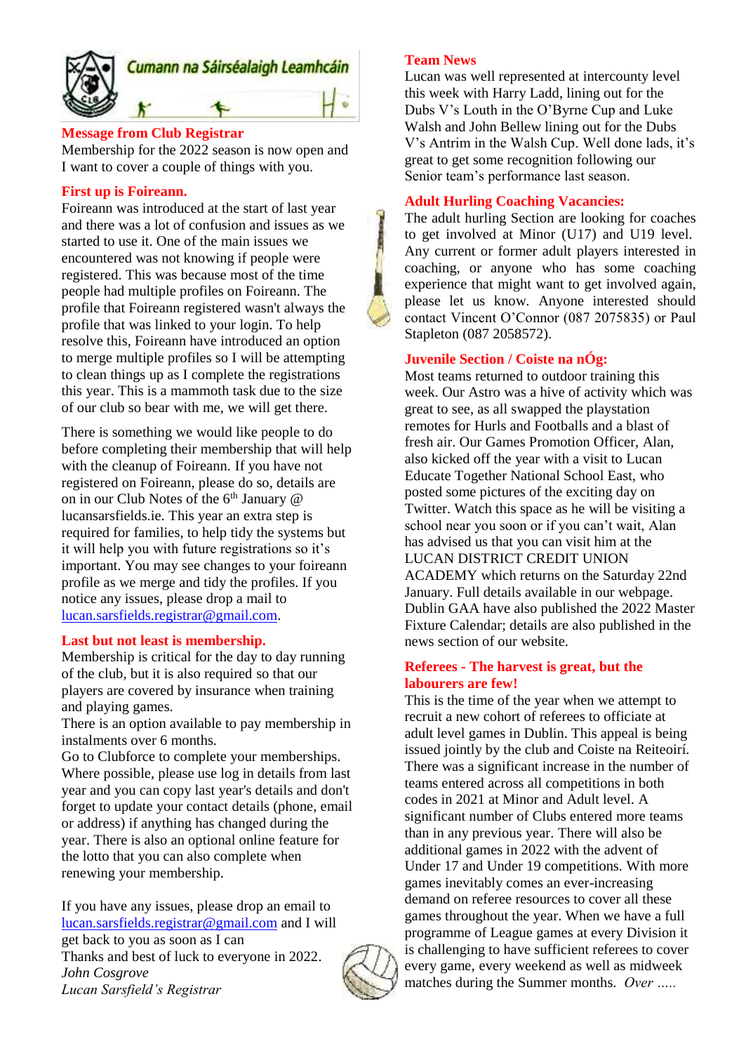Cumann na Sáirséalaigh Leamhcáin

## Message from Club Registrar

Membership for the 2022 season is now open and I want to cover a couple of things with you.

### First up is Foireann.

Foireann was introduced at the start of last year and there was a lot of confusion and issues as we started to use it. One of the main issues we encountered was not knowing if people were registered. This was because most of the time people had multiple profiles on Foireann. The profile that Foireann registered wasn't always the profile that was linked to your login. To help resolve this, Foireann have introduced an option to merge multiple profiles so I will be attempting to clean things up as I complete the registrations this year. This is a mammoth task due to the size of our club so bear with me, we will get there.

There is something we would like people to do before completing their membership that will help with the cleanup of Foireann. If you have not registered on Foireann, please do so, details are on in our Club Notes of the 6th January @ lucansarsfields.ie. This year an extra step is required for families, to help tidy the systems but it will help you with future registrations so it's important. You may see changes to your foireann profile as we merge and tidy the profiles. If you notice any issues, please drop a mail to lucan.sarsfields.registrar@gmail.com.

### Last but not least is membership.

Membership is critical for the day to day running of the club, but it is also required so that our players are covered by insurance when training and playing games.

There is an option available to pay membership in instalments over 6 months.

Go to Clubforce to complete your memberships. Where possible, please use log in details from last year and you can copy last year's details and don't forget to update your contact details (phone, email or address) if anything has changed during the year. There is also an optional online feature for the lotto that you can also complete when renewing your membership.

If you have any issues, please drop an email to lucan.sarsfields.registrar@gmail.com and I will get back to you as soon as I can

Thanks and best of luck to everyone in 2022.

*John Cosgrove*
*Lucan Sarsfield's Registrar*

## Team News

Lucan was well represented at intercounty level this week with Harry Ladd, lining out for the Dubs V's Louth in the O'Byrne Cup and Luke Walsh and John Bellew lining out for the Dubs V's Antrim in the Walsh Cup. Well done lads, it's great to get some recognition following our Senior team's performance last season.

## Adult Hurling Coaching Vacancies:

The adult hurling Section are looking for coaches to get involved at Minor (U17) and U19 level. Any current or former adult players interested in coaching, or anyone who has some coaching experience that might want to get involved again, please let us know. Anyone interested should contact Vincent O'Connor (087 2075835) or Paul Stapleton (087 2058572).

## Juvenile Section / Coiste na nÓg:

Most teams returned to outdoor training this week. Our Astro was a hive of activity which was great to see, as all swapped the playstation remotes for Hurls and Footballs and a blast of fresh air. Our Games Promotion Officer, Alan, also kicked off the year with a visit to Lucan Educate Together National School East, who posted some pictures of the exciting day on Twitter. Watch this space as he will be visiting a school near you soon or if you can't wait, Alan has advised us that you can visit him at the LUCAN DISTRICT CREDIT UNION ACADEMY which returns on the Saturday 22nd January. Full details available in our webpage. Dublin GAA have also published the 2022 Master Fixture Calendar; details are also published in the news section of our website.

## Referees - The harvest is great, but the labourers are few!

This is the time of the year when we attempt to recruit a new cohort of referees to officiate at adult level games in Dublin. This appeal is being issued jointly by the club and Coiste na Reiteoirí. There was a significant increase in the number of teams entered across all competitions in both codes in 2021 at Minor and Adult level. A significant number of Clubs entered more teams than in any previous year. There will also be additional games in 2022 with the advent of Under 17 and Under 19 competitions. With more games inevitably comes an ever-increasing demand on referee resources to cover all these games throughout the year. When we have a full programme of League games at every Division it is challenging to have sufficient referees to cover every game, every weekend as well as midweek matches during the Summer months. *Over .....*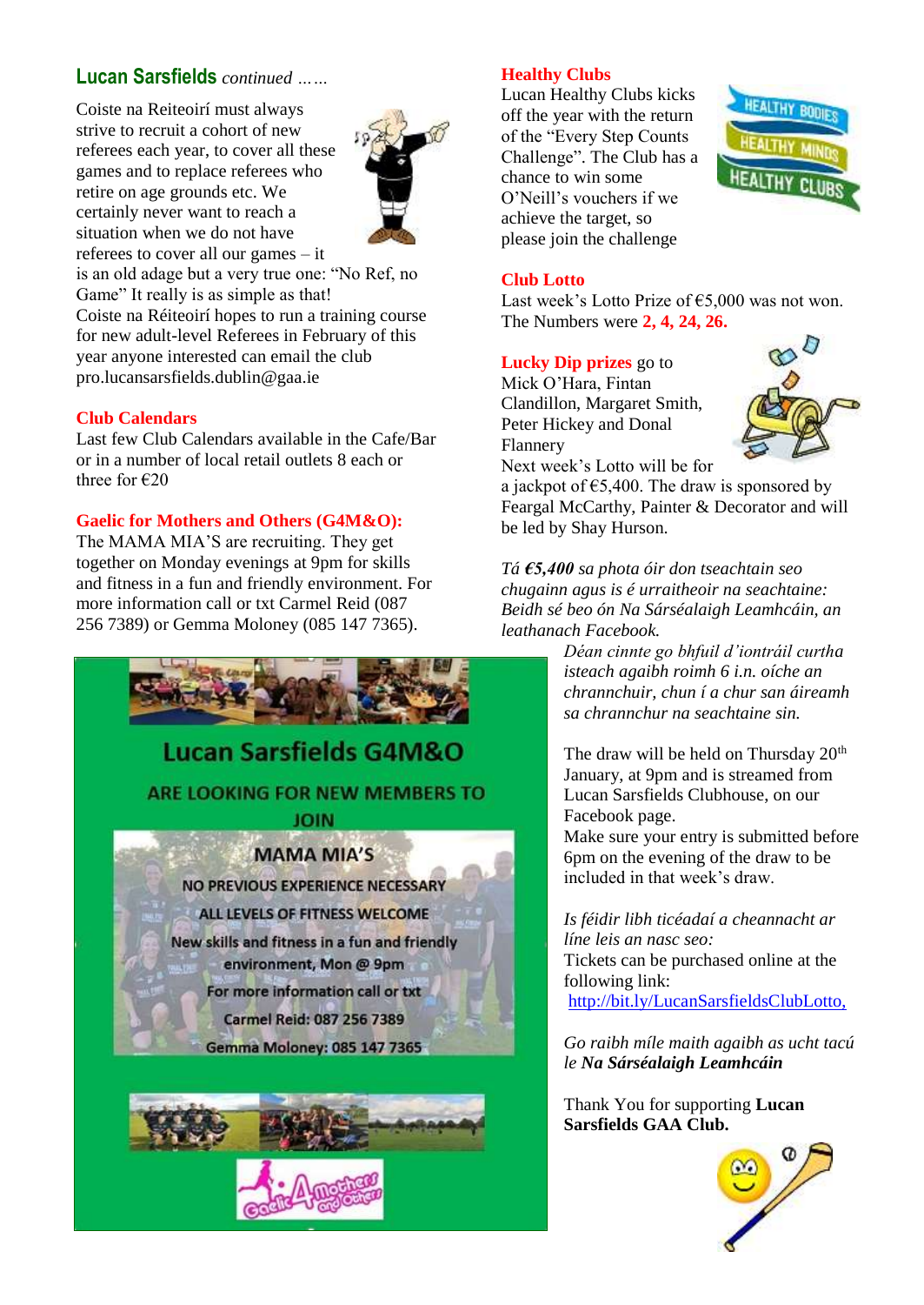## Lucan Sarsfields *continued ……*

Coiste na Reiteoirí must always strive to recruit a cohort of new referees each year, to cover all these games and to replace referees who retire on age grounds etc. We certainly never want to reach a situation when we do not have referees to cover all our games – it is an old adage but a very true one: "No Ref, no Game" It really is as simple as that!
Coiste na Réiteoirí hopes to run a training course for new adult-level Referees in February of this year anyone interested can email the club pro.lucansarsfields.dublin@gaa.ie

### Club Calendars

Last few Club Calendars available in the Cafe/Bar or in a number of local retail outlets 8 each or three for €20

### Gaelic for Mothers and Others (G4M&O):

The MAMA MIA'S are recruiting. They get together on Monday evenings at 9pm for skills and fitness in a fun and friendly environment. For more information call or txt Carmel Reid (087 256 7389) or Gemma Moloney (085 147 7365).

**Lucan Sarsfields G4M&O**

**ARE LOOKING FOR NEW MEMBERS TO JOIN**

**MAMA MIA'S**

NO PREVIOUS EXPERIENCE NECESSARY

ALL LEVELS OF FITNESS WELCOME

New skills and fitness in a fun and friendly environment, Mon @ 9pm

For more information call or txt

Carmel Reid: 087 256 7389

Gemma Moloney: 085 147 7365

### Healthy Clubs

Lucan Healthy Clubs kicks off the year with the return of the "Every Step Counts Challenge". The Club has a chance to win some O'Neill's vouchers if we achieve the target, so please join the challenge

### Club Lotto

Last week's Lotto Prize of €5,000 was not won.
The Numbers were **2, 4, 24, 26.**

**Lucky Dip prizes** go to Mick O'Hara, Fintan Clandillon, Margaret Smith, Peter Hickey and Donal Flannery
Next week's Lotto will be for a jackpot of €5,400. The draw is sponsored by Feargal McCarthy, Painter & Decorator and will be led by Shay Hurson.

*Tá **€5,400** sa phota óir don tseachtain seo chugainn agus is é urraitheoir na seachtaine: Beidh sé beo ón Na Sárséalaigh Leamhcáin, an leathanach Facebook.*

*Déan cinnte go bhfuil d'iontráil curtha isteach agaibh roimh 6 i.n. oíche an chrannchuir, chun í a chur san áireamh sa chrannchur na seachtaine sin.*

The draw will be held on Thursday 20th January, at 9pm and is streamed from Lucan Sarsfields Clubhouse, on our Facebook page.
Make sure your entry is submitted before 6pm on the evening of the draw to be included in that week's draw.

*Is féidir libh ticéadaí a cheannacht ar líne leis an nasc seo:*
Tickets can be purchased online at the following link:
http://bit.ly/LucanSarsfieldsClubLotto,

*Go raibh míle maith agaibh as ucht tacú le **Na Sárséalaigh Leamhcáin***

Thank You for supporting **Lucan Sarsfields GAA Club.**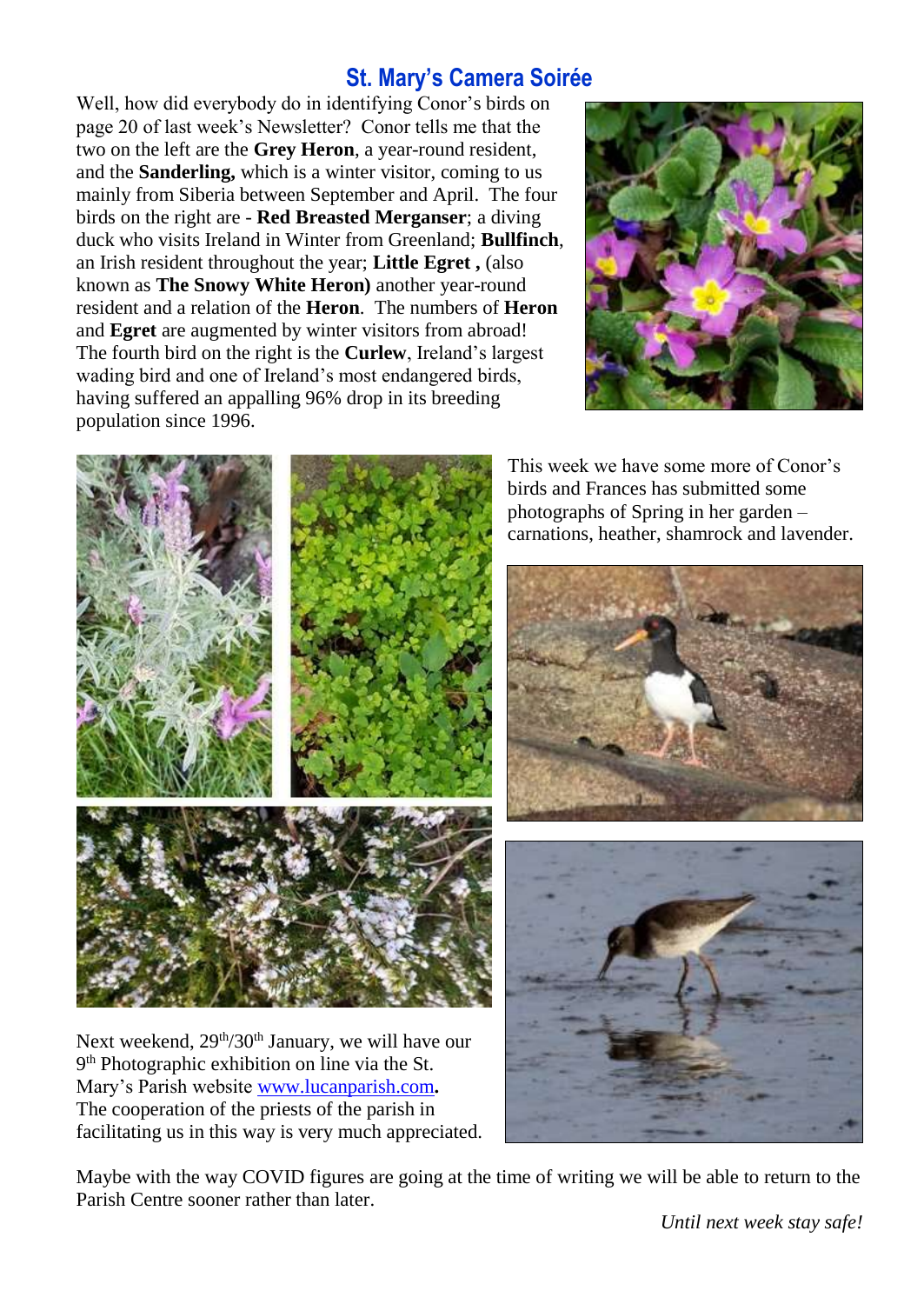## St. Mary's Camera Soirée

Well, how did everybody do in identifying Conor's birds on page 20 of last week's Newsletter? Conor tells me that the two on the left are the **Grey Heron**, a year-round resident, and the **Sanderling,** which is a winter visitor, coming to us mainly from Siberia between September and April. The four birds on the right are - **Red Breasted Merganser**; a diving duck who visits Ireland in Winter from Greenland; **Bullfinch**, an Irish resident throughout the year; **Little Egret ,** (also known as **The Snowy White Heron)** another year-round resident and a relation of the **Heron**. The numbers of **Heron** and **Egret** are augmented by winter visitors from abroad! The fourth bird on the right is the **Curlew**, Ireland's largest wading bird and one of Ireland's most endangered birds, having suffered an appalling 96% drop in its breeding population since 1996.

This week we have some more of Conor's birds and Frances has submitted some photographs of Spring in her garden – carnations, heather, shamrock and lavender.

Next weekend, 29th/30th January, we will have our 9th Photographic exhibition on line via the St. Mary's Parish website www.lucanparish.com**.** The cooperation of the priests of the parish in facilitating us in this way is very much appreciated.

Maybe with the way COVID figures are going at the time of writing we will be able to return to the Parish Centre sooner rather than later.

*Until next week stay safe!*